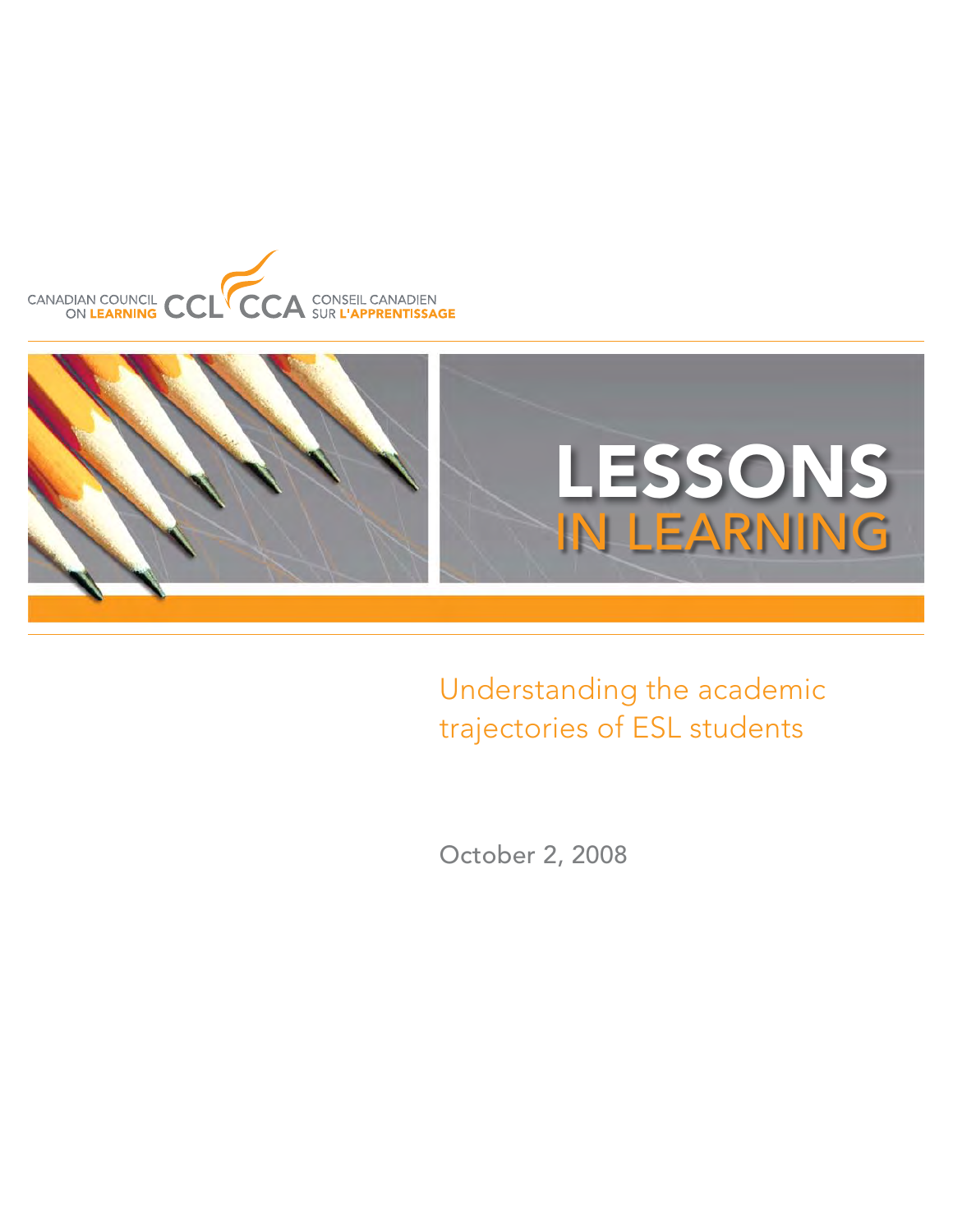CANADIAN COUNCIL ON LEARNING CCL CCA CONSEIL CANADIEN SUR L'APPRENTISSAGE

# LESSONS IN LEARNING

## Understanding the academic trajectories of ESL students

October 2, 2008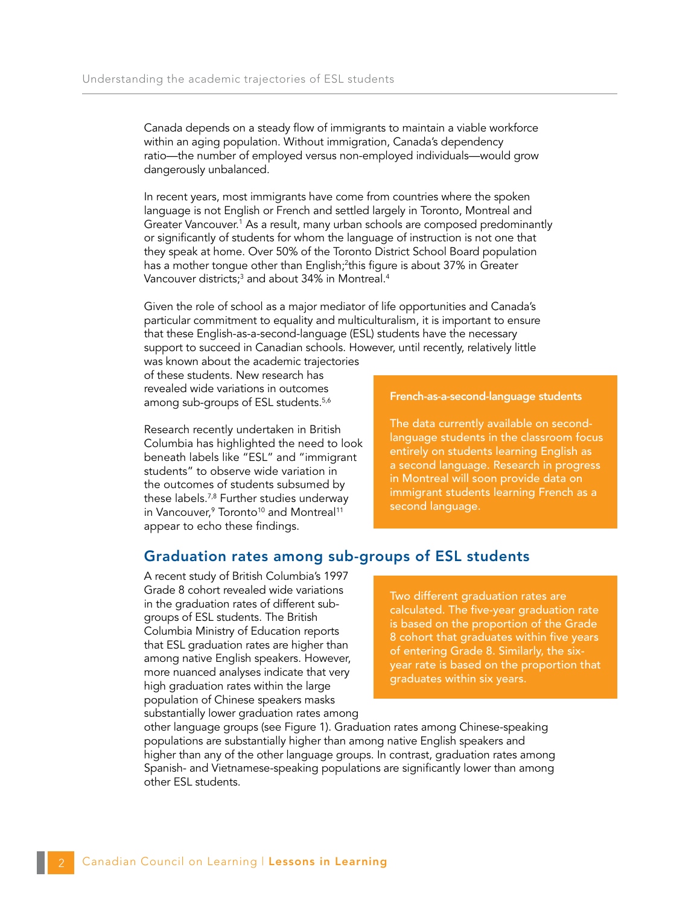Canada depends on a steady flow of immigrants to maintain a viable workforce within an aging population. Without immigration, Canada's dependency ratio—the number of employed versus non-employed individuals—would grow dangerously unbalanced.

In recent years, most immigrants have come from countries where the spoken language is not English or French and settled largely in Toronto, Montreal and Greater Vancouver.[1] As a result, many urban schools are composed predominantly or significantly of students for whom the language of instruction is not one that they speak at home. Over 50% of the Toronto District School Board population has a mother tongue other than English;[2] this figure is about 37% in Greater Vancouver districts;[3] and about 34% in Montreal.[4]

Given the role of school as a major mediator of life opportunities and Canada's particular commitment to equality and multiculturalism, it is important to ensure that these English-as-a-second-language (ESL) students have the necessary support to succeed in Canadian schools. However, until recently, relatively little was known about the academic trajectories of these students. New research has revealed wide variations in outcomes among sub-groups of ESL students.[5,6]

Research recently undertaken in British Columbia has highlighted the need to look beneath labels like "ESL" and "immigrant students" to observe wide variation in the outcomes of students subsumed by these labels.[7,8] Further studies underway in Vancouver,[9] Toronto[10] and Montreal[11] appear to echo these findings.

**French-as-a-second-language students**

The data currently available on second-language students in the classroom focus entirely on students learning English as a second language. Research in progress in Montreal will soon provide data on immigrant students learning French as a second language.

## Graduation rates among sub-groups of ESL students

A recent study of British Columbia's 1997 Grade 8 cohort revealed wide variations in the graduation rates of different sub-groups of ESL students. The British Columbia Ministry of Education reports that ESL graduation rates are higher than among native English speakers. However, more nuanced analyses indicate that very high graduation rates within the large population of Chinese speakers masks substantially lower graduation rates among other language groups (see Figure 1). Graduation rates among Chinese-speaking populations are substantially higher than among native English speakers and higher than any of the other language groups. In contrast, graduation rates among Spanish- and Vietnamese-speaking populations are significantly lower than among other ESL students.

Two different graduation rates are calculated. The five-year graduation rate is based on the proportion of the Grade 8 cohort that graduates within five years of entering Grade 8. Similarly, the six-year rate is based on the proportion that graduates within six years.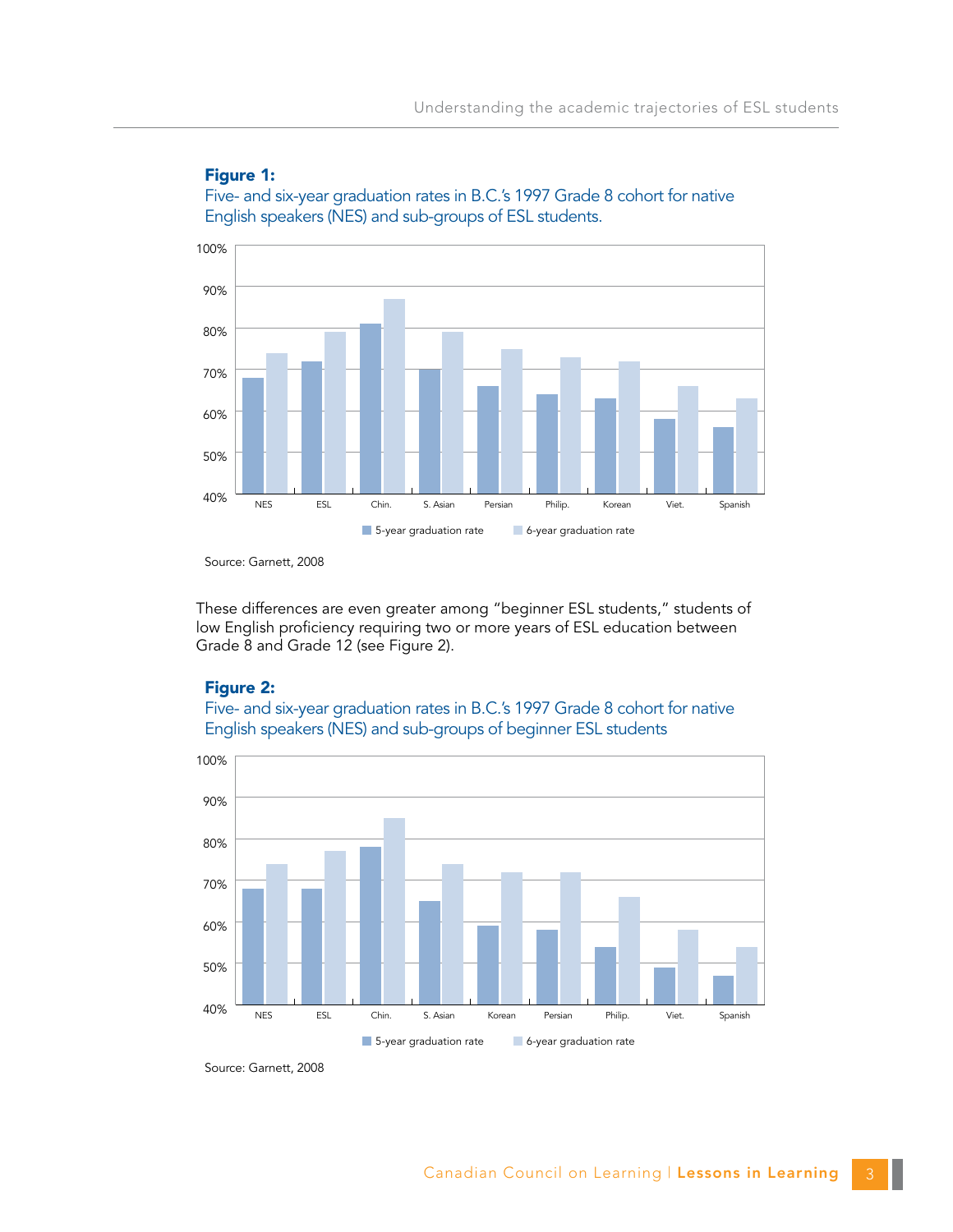**Figure 1:**
Five- and six-year graduation rates in B.C.'s 1997 Grade 8 cohort for native English speakers (NES) and sub-groups of ESL students.

Source: Garnett, 2008

These differences are even greater among "beginner ESL students," students of low English proficiency requiring two or more years of ESL education between Grade 8 and Grade 12 (see Figure 2).

**Figure 2:**
Five- and six-year graduation rates in B.C.'s 1997 Grade 8 cohort for native English speakers (NES) and sub-groups of beginner ESL students

Source: Garnett, 2008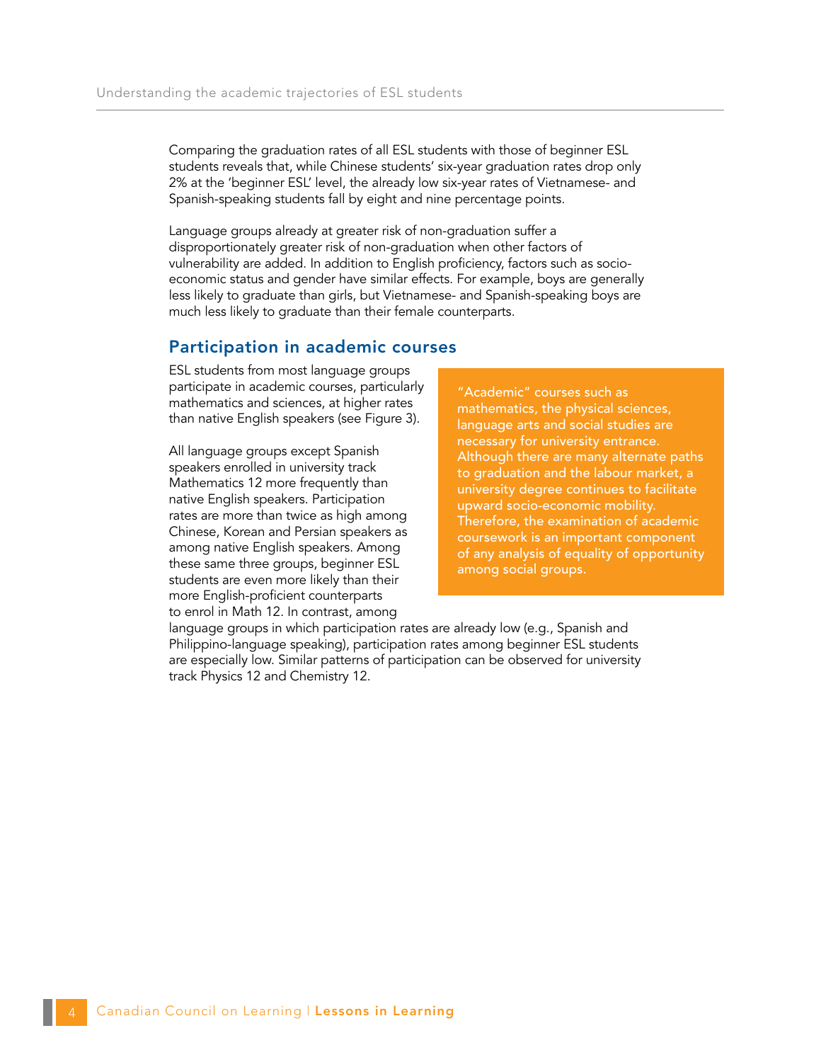Comparing the graduation rates of all ESL students with those of beginner ESL students reveals that, while Chinese students' six-year graduation rates drop only 2% at the 'beginner ESL' level, the already low six-year rates of Vietnamese- and Spanish-speaking students fall by eight and nine percentage points.

Language groups already at greater risk of non-graduation suffer a disproportionately greater risk of non-graduation when other factors of vulnerability are added. In addition to English proficiency, factors such as socio-economic status and gender have similar effects. For example, boys are generally less likely to graduate than girls, but Vietnamese- and Spanish-speaking boys are much less likely to graduate than their female counterparts.

## Participation in academic courses

ESL students from most language groups participate in academic courses, particularly mathematics and sciences, at higher rates than native English speakers (see Figure 3).

All language groups except Spanish speakers enrolled in university track Mathematics 12 more frequently than native English speakers. Participation rates are more than twice as high among Chinese, Korean and Persian speakers as among native English speakers. Among these same three groups, beginner ESL students are even more likely than their more English-proficient counterparts to enrol in Math 12. In contrast, among language groups in which participation rates are already low (e.g., Spanish and Philippino-language speaking), participation rates among beginner ESL students are especially low. Similar patterns of participation can be observed for university track Physics 12 and Chemistry 12.

> "Academic" courses such as mathematics, the physical sciences, language arts and social studies are necessary for university entrance. Although there are many alternate paths to graduation and the labour market, a university degree continues to facilitate upward socio-economic mobility. Therefore, the examination of academic coursework is an important component of any analysis of equality of opportunity among social groups.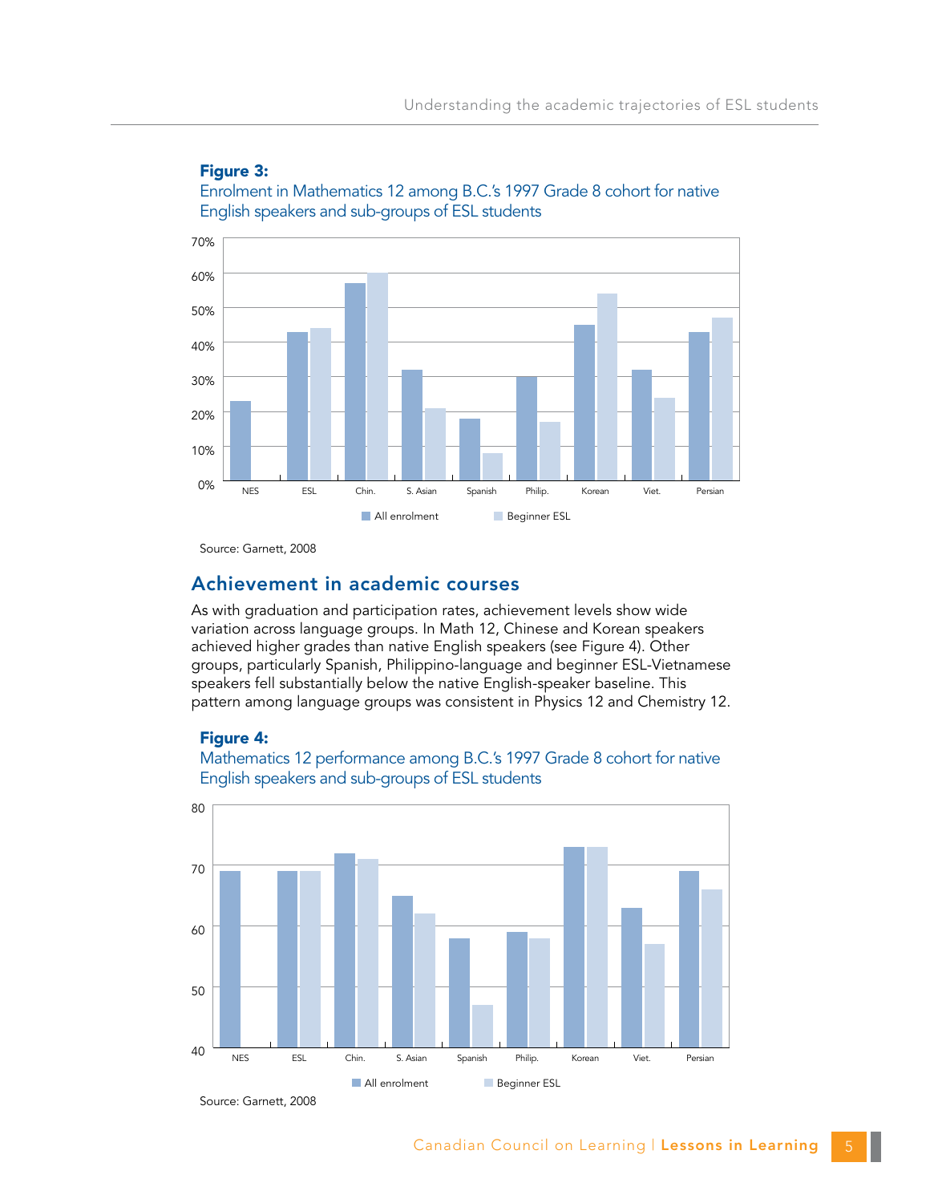**Figure 3:**

Enrolment in Mathematics 12 among B.C.'s 1997 Grade 8 cohort for native English speakers and sub-groups of ESL students

Source: Garnett, 2008

## Achievement in academic courses

As with graduation and participation rates, achievement levels show wide variation across language groups. In Math 12, Chinese and Korean speakers achieved higher grades than native English speakers (see Figure 4). Other groups, particularly Spanish, Philippino-language and beginner ESL-Vietnamese speakers fell substantially below the native English-speaker baseline. This pattern among language groups was consistent in Physics 12 and Chemistry 12.

**Figure 4:**

Mathematics 12 performance among B.C.'s 1997 Grade 8 cohort for native English speakers and sub-groups of ESL students

Source: Garnett, 2008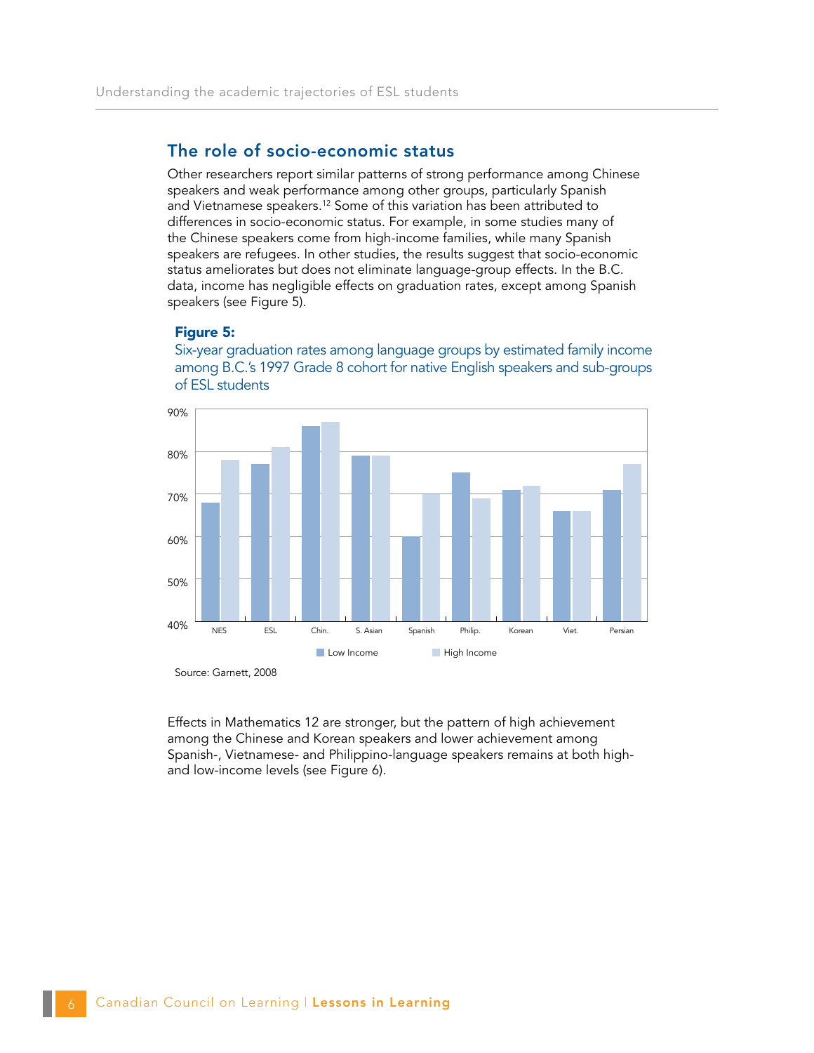## The role of socio-economic status

Other researchers report similar patterns of strong performance among Chinese speakers and weak performance among other groups, particularly Spanish and Vietnamese speakers.[12] Some of this variation has been attributed to differences in socio-economic status. For example, in some studies many of the Chinese speakers come from high-income families, while many Spanish speakers are refugees. In other studies, the results suggest that socio-economic status ameliorates but does not eliminate language-group effects. In the B.C. data, income has negligible effects on graduation rates, except among Spanish speakers (see Figure 5).

**Figure 5:**
Six-year graduation rates among language groups by estimated family income among B.C.'s 1997 Grade 8 cohort for native English speakers and sub-groups of ESL students

Source: Garnett, 2008

Effects in Mathematics 12 are stronger, but the pattern of high achievement among the Chinese and Korean speakers and lower achievement among Spanish-, Vietnamese- and Philippino-language speakers remains at both high- and low-income levels (see Figure 6).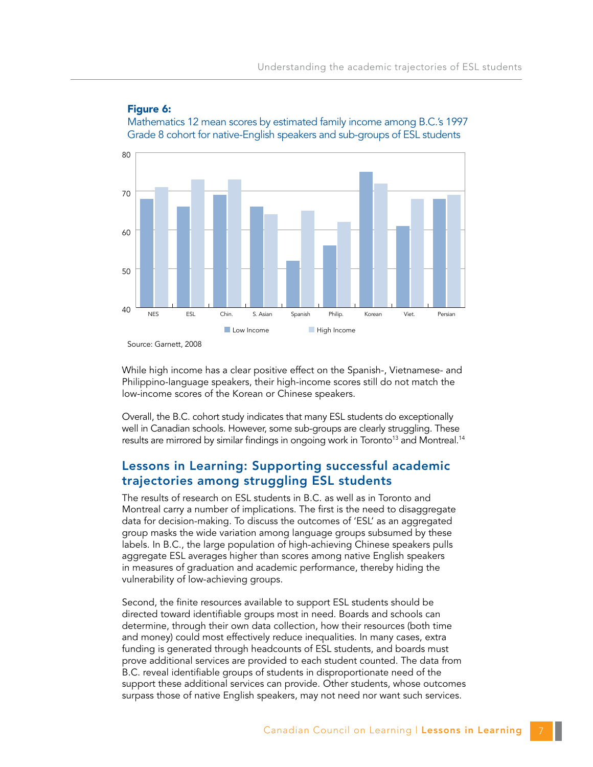**Figure 6:**

Mathematics 12 mean scores by estimated family income among B.C.'s 1997 Grade 8 cohort for native-English speakers and sub-groups of ESL students

Source: Garnett, 2008

While high income has a clear positive effect on the Spanish-, Vietnamese- and Philippino-language speakers, their high-income scores still do not match the low-income scores of the Korean or Chinese speakers.

Overall, the B.C. cohort study indicates that many ESL students do exceptionally well in Canadian schools. However, some sub-groups are clearly struggling. These results are mirrored by similar findings in ongoing work in Toronto[13] and Montreal.[14]

## Lessons in Learning: Supporting successful academic trajectories among struggling ESL students

The results of research on ESL students in B.C. as well as in Toronto and Montreal carry a number of implications. The first is the need to disaggregate data for decision-making. To discuss the outcomes of 'ESL' as an aggregated group masks the wide variation among language groups subsumed by these labels. In B.C., the large population of high-achieving Chinese speakers pulls aggregate ESL averages higher than scores among native English speakers in measures of graduation and academic performance, thereby hiding the vulnerability of low-achieving groups.

Second, the finite resources available to support ESL students should be directed toward identifiable groups most in need. Boards and schools can determine, through their own data collection, how their resources (both time and money) could most effectively reduce inequalities. In many cases, extra funding is generated through headcounts of ESL students, and boards must prove additional services are provided to each student counted. The data from B.C. reveal identifiable groups of students in disproportionate need of the support these additional services can provide. Other students, whose outcomes surpass those of native English speakers, may not need nor want such services.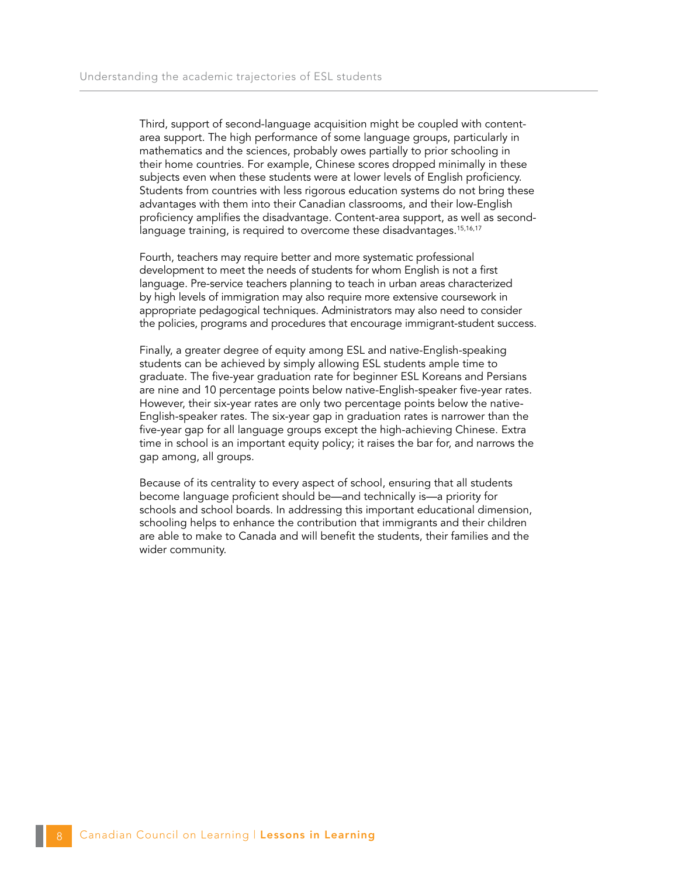Third, support of second-language acquisition might be coupled with content-area support. The high performance of some language groups, particularly in mathematics and the sciences, probably owes partially to prior schooling in their home countries. For example, Chinese scores dropped minimally in these subjects even when these students were at lower levels of English proficiency. Students from countries with less rigorous education systems do not bring these advantages with them into their Canadian classrooms, and their low-English proficiency amplifies the disadvantage. Content-area support, as well as second-language training, is required to overcome these disadvantages.[15,16,17]

Fourth, teachers may require better and more systematic professional development to meet the needs of students for whom English is not a first language. Pre-service teachers planning to teach in urban areas characterized by high levels of immigration may also require more extensive coursework in appropriate pedagogical techniques. Administrators may also need to consider the policies, programs and procedures that encourage immigrant-student success.

Finally, a greater degree of equity among ESL and native-English-speaking students can be achieved by simply allowing ESL students ample time to graduate. The five-year graduation rate for beginner ESL Koreans and Persians are nine and 10 percentage points below native-English-speaker five-year rates. However, their six-year rates are only two percentage points below the native-English-speaker rates. The six-year gap in graduation rates is narrower than the five-year gap for all language groups except the high-achieving Chinese. Extra time in school is an important equity policy; it raises the bar for, and narrows the gap among, all groups.

Because of its centrality to every aspect of school, ensuring that all students become language proficient should be—and technically is—a priority for schools and school boards. In addressing this important educational dimension, schooling helps to enhance the contribution that immigrants and their children are able to make to Canada and will benefit the students, their families and the wider community.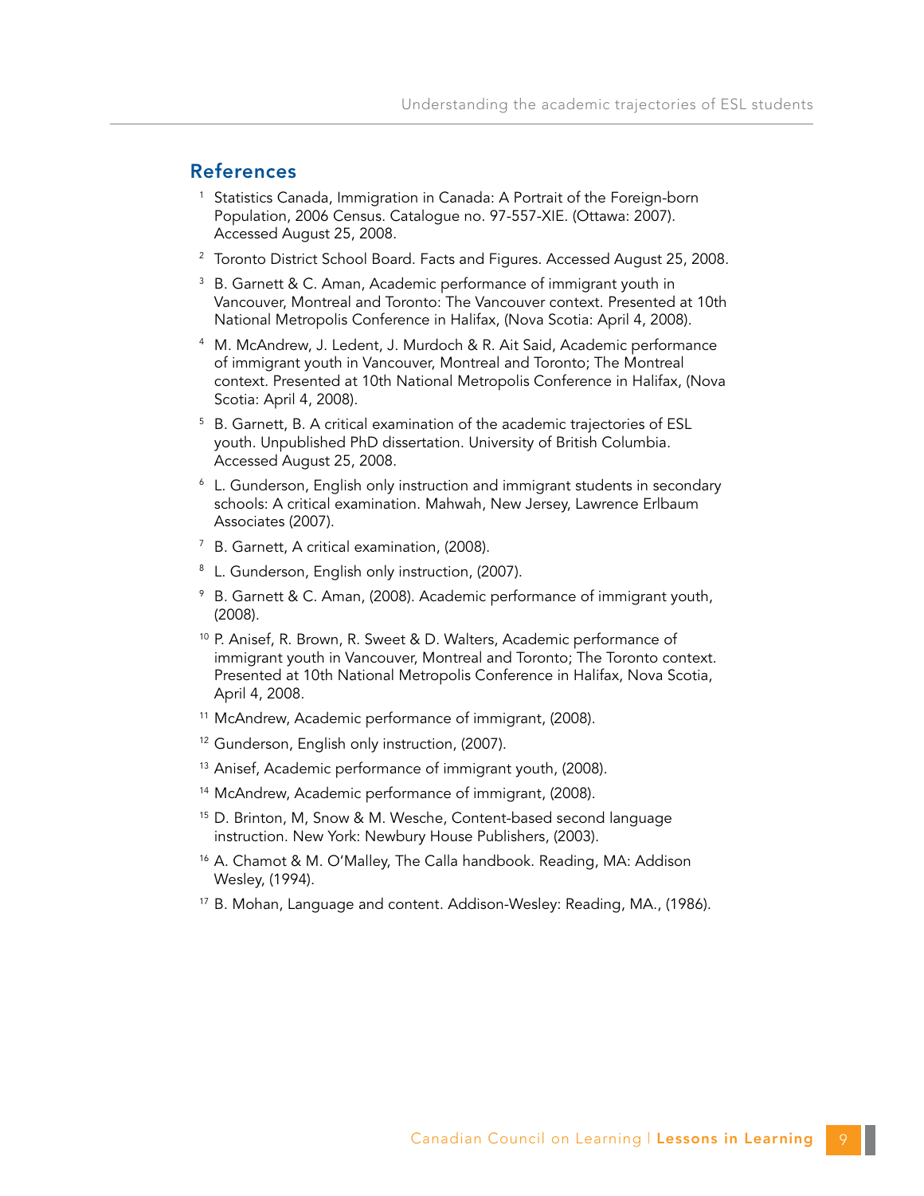## References

1. Statistics Canada, Immigration in Canada: A Portrait of the Foreign-born Population, 2006 Census. Catalogue no. 97-557-XIE. (Ottawa: 2007). Accessed August 25, 2008.
2. Toronto District School Board. Facts and Figures. Accessed August 25, 2008.
3. B. Garnett & C. Aman, Academic performance of immigrant youth in Vancouver, Montreal and Toronto: The Vancouver context. Presented at 10th National Metropolis Conference in Halifax, (Nova Scotia: April 4, 2008).
4. M. McAndrew, J. Ledent, J. Murdoch & R. Ait Said, Academic performance of immigrant youth in Vancouver, Montreal and Toronto; The Montreal context. Presented at 10th National Metropolis Conference in Halifax, (Nova Scotia: April 4, 2008).
5. B. Garnett, B. A critical examination of the academic trajectories of ESL youth. Unpublished PhD dissertation. University of British Columbia. Accessed August 25, 2008.
6. L. Gunderson, English only instruction and immigrant students in secondary schools: A critical examination. Mahwah, New Jersey, Lawrence Erlbaum Associates (2007).
7. B. Garnett, A critical examination, (2008).
8. L. Gunderson, English only instruction, (2007).
9. B. Garnett & C. Aman, (2008). Academic performance of immigrant youth, (2008).
10. P. Anisef, R. Brown, R. Sweet & D. Walters, Academic performance of immigrant youth in Vancouver, Montreal and Toronto; The Toronto context. Presented at 10th National Metropolis Conference in Halifax, Nova Scotia, April 4, 2008.
11. McAndrew, Academic performance of immigrant, (2008).
12. Gunderson, English only instruction, (2007).
13. Anisef, Academic performance of immigrant youth, (2008).
14. McAndrew, Academic performance of immigrant, (2008).
15. D. Brinton, M, Snow & M. Wesche, Content-based second language instruction. New York: Newbury House Publishers, (2003).
16. A. Chamot & M. O'Malley, The Calla handbook. Reading, MA: Addison Wesley, (1994).
17. B. Mohan, Language and content. Addison-Wesley: Reading, MA., (1986).